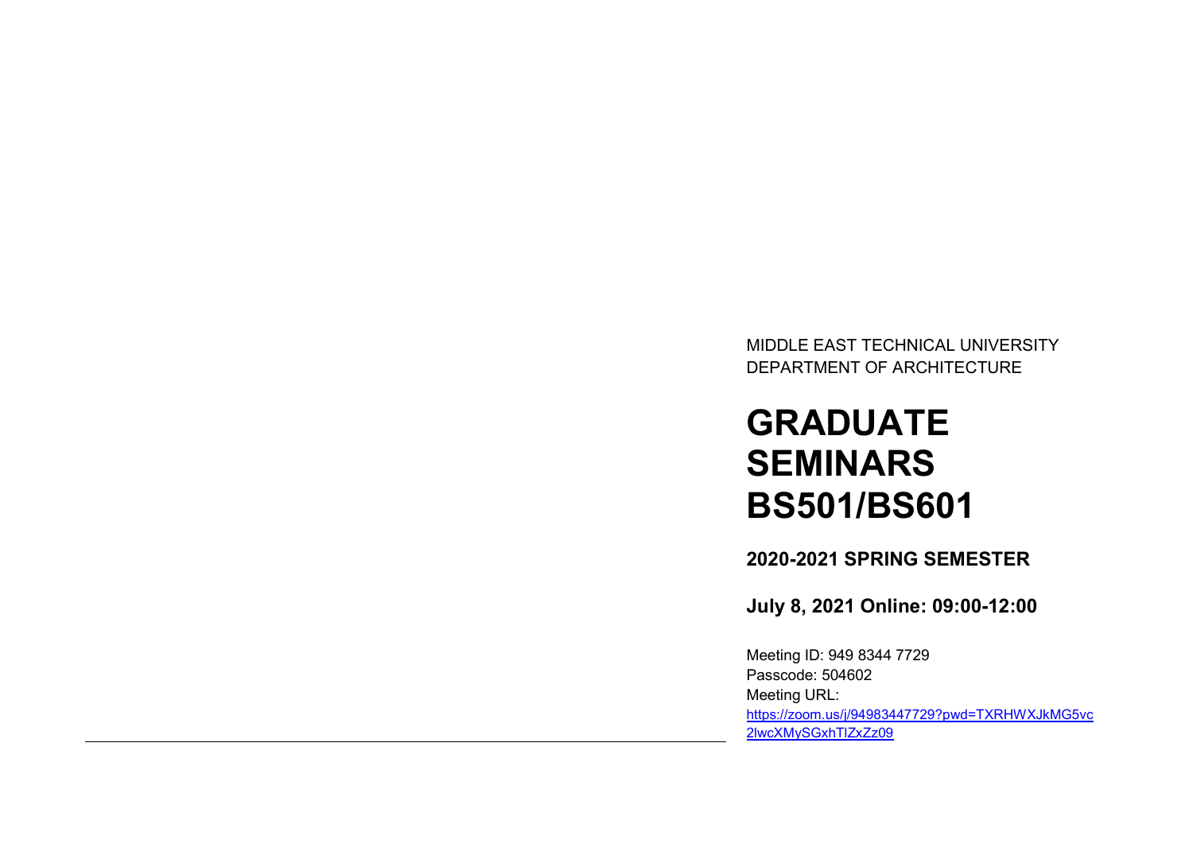MIDDLE EAST TECHNICAL UNIVERSITY
DEPARTMENT OF ARCHITECTURE

# GRADUATE SEMINARS BS501/BS601

## 2020-2021 SPRING SEMESTER

## July 8, 2021 Online: 09:00-12:00

Meeting ID: 949 8344 7729
Passcode: 504602
Meeting URL:
https://zoom.us/j/94983447729?pwd=TXRHWXJkMG5vc2lwcXMySGxhTlZxZz09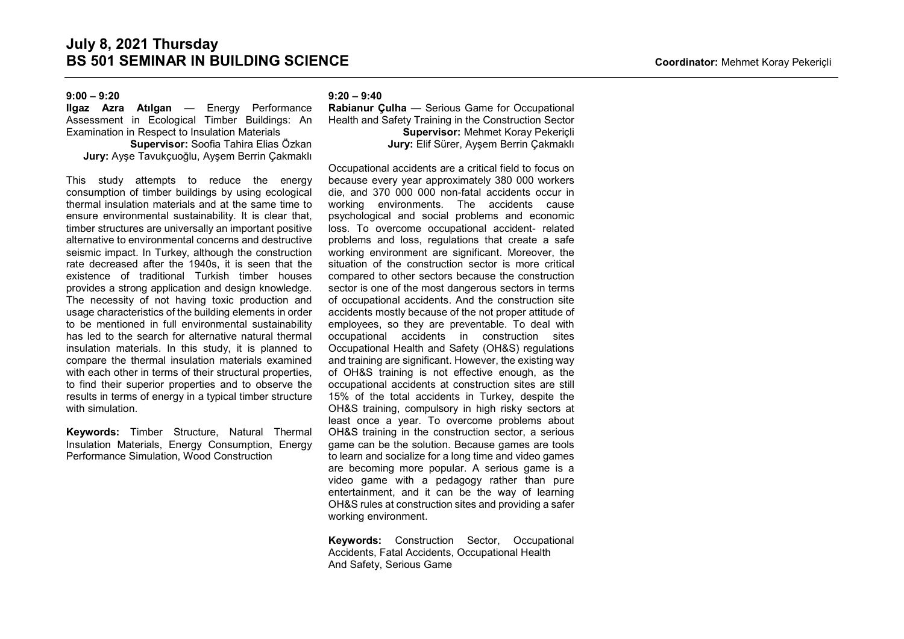# July 8, 2021 Thursday
## BS 501 SEMINAR IN BUILDING SCIENCE

**Coordinator:** Mehmet Koray Pekeriçli

**9:00 – 9:20**

**Ilgaz Azra Atılgan** — Energy Performance Assessment in Ecological Timber Buildings: An Examination in Respect to Insulation Materials

**Supervisor:** Soofia Tahira Elias Özkan
**Jury:** Ayşe Tavukçuoğlu, Ayşem Berrin Çakmaklı

This study attempts to reduce the energy consumption of timber buildings by using ecological thermal insulation materials and at the same time to ensure environmental sustainability. It is clear that, timber structures are universally an important positive alternative to environmental concerns and destructive seismic impact. In Turkey, although the construction rate decreased after the 1940s, it is seen that the existence of traditional Turkish timber houses provides a strong application and design knowledge. The necessity of not having toxic production and usage characteristics of the building elements in order to be mentioned in full environmental sustainability has led to the search for alternative natural thermal insulation materials. In this study, it is planned to compare the thermal insulation materials examined with each other in terms of their structural properties, to find their superior properties and to observe the results in terms of energy in a typical timber structure with simulation.

**Keywords:** Timber Structure, Natural Thermal Insulation Materials, Energy Consumption, Energy Performance Simulation, Wood Construction

**9:20 – 9:40**

**Rabianur Çulha** — Serious Game for Occupational Health and Safety Training in the Construction Sector

**Supervisor:** Mehmet Koray Pekeriçli
**Jury:** Elif Sürer, Ayşem Berrin Çakmaklı

Occupational accidents are a critical field to focus on because every year approximately 380 000 workers die, and 370 000 000 non-fatal accidents occur in working environments. The accidents cause psychological and social problems and economic loss. To overcome occupational accident- related problems and loss, regulations that create a safe working environment are significant. Moreover, the situation of the construction sector is more critical compared to other sectors because the construction sector is one of the most dangerous sectors in terms of occupational accidents. And the construction site accidents mostly because of the not proper attitude of employees, so they are preventable. To deal with occupational accidents in construction sites Occupational Health and Safety (OH&S) regulations and training are significant. However, the existing way of OH&S training is not effective enough, as the occupational accidents at construction sites are still 15% of the total accidents in Turkey, despite the OH&S training, compulsory in high risky sectors at least once a year. To overcome problems about OH&S training in the construction sector, a serious game can be the solution. Because games are tools to learn and socialize for a long time and video games are becoming more popular. A serious game is a video game with a pedagogy rather than pure entertainment, and it can be the way of learning OH&S rules at construction sites and providing a safer working environment.

**Keywords:** Construction Sector, Occupational Accidents, Fatal Accidents, Occupational Health And Safety, Serious Game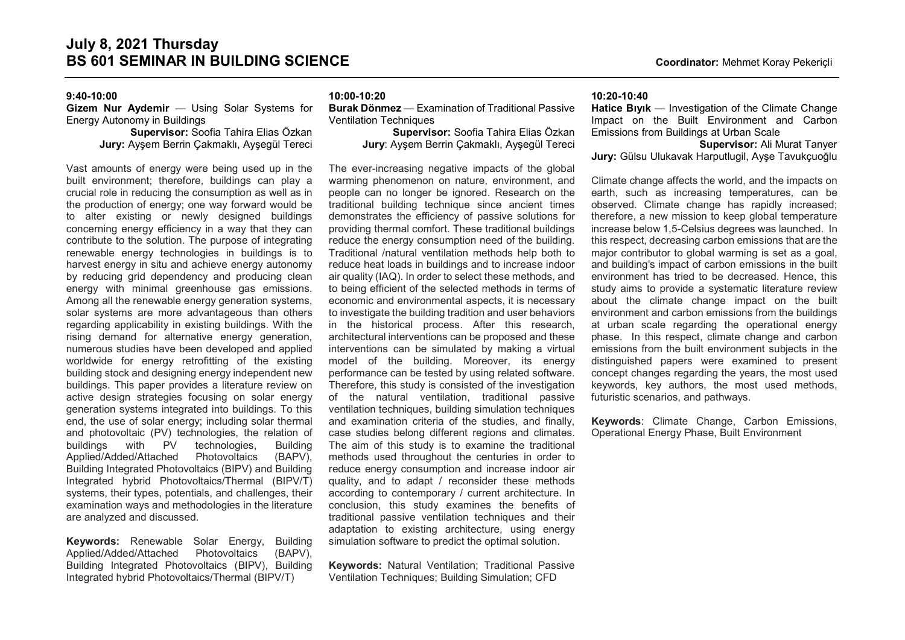# July 8, 2021 Thursday
## BS 601 SEMINAR IN BUILDING SCIENCE

**Coordinator:** Mehmet Koray Pekeriçli

### 9:40-10:00

**Gizem Nur Aydemir** — Using Solar Systems for Energy Autonomy in Buildings

**Supervisor:** Soofia Tahira Elias Özkan
**Jury:** Ayşem Berrin Çakmaklı, Ayşegül Tereci

Vast amounts of energy were being used up in the built environment; therefore, buildings can play a crucial role in reducing the consumption as well as in the production of energy; one way forward would be to alter existing or newly designed buildings concerning energy efficiency in a way that they can contribute to the solution. The purpose of integrating renewable energy technologies in buildings is to harvest energy in situ and achieve energy autonomy by reducing grid dependency and producing clean energy with minimal greenhouse gas emissions. Among all the renewable energy generation systems, solar systems are more advantageous than others regarding applicability in existing buildings. With the rising demand for alternative energy generation, numerous studies have been developed and applied worldwide for energy retrofitting of the existing building stock and designing energy independent new buildings. This paper provides a literature review on active design strategies focusing on solar energy generation systems integrated into buildings. To this end, the use of solar energy; including solar thermal and photovoltaic (PV) technologies, the relation of buildings with PV technologies, Building Applied/Added/Attached Photovoltaics (BAPV), Building Integrated Photovoltaics (BIPV) and Building Integrated hybrid Photovoltaics/Thermal (BIPV/T) systems, their types, potentials, and challenges, their examination ways and methodologies in the literature are analyzed and discussed.

**Keywords:** Renewable Solar Energy, Building Applied/Added/Attached Photovoltaics (BAPV), Building Integrated Photovoltaics (BIPV), Building Integrated hybrid Photovoltaics/Thermal (BIPV/T)

### 10:00-10:20

**Burak Dönmez** — Examination of Traditional Passive Ventilation Techniques

**Supervisor:** Soofia Tahira Elias Özkan
**Jury**: Ayşem Berrin Çakmaklı, Ayşegül Tereci

The ever-increasing negative impacts of the global warming phenomenon on nature, environment, and people can no longer be ignored. Research on the traditional building technique since ancient times demonstrates the efficiency of passive solutions for providing thermal comfort. These traditional buildings reduce the energy consumption need of the building. Traditional /natural ventilation methods help both to reduce heat loads in buildings and to increase indoor air quality (IAQ). In order to select these methods, and to being efficient of the selected methods in terms of economic and environmental aspects, it is necessary to investigate the building tradition and user behaviors in the historical process. After this research, architectural interventions can be proposed and these interventions can be simulated by making a virtual model of the building. Moreover, its energy performance can be tested by using related software. Therefore, this study is consisted of the investigation of the natural ventilation, traditional passive ventilation techniques, building simulation techniques and examination criteria of the studies, and finally, case studies belong different regions and climates. The aim of this study is to examine the traditional methods used throughout the centuries in order to reduce energy consumption and increase indoor air quality, and to adapt / reconsider these methods according to contemporary / current architecture. In conclusion, this study examines the benefits of traditional passive ventilation techniques and their adaptation to existing architecture, using energy simulation software to predict the optimal solution.

**Keywords:** Natural Ventilation; Traditional Passive Ventilation Techniques; Building Simulation; CFD

### 10:20-10:40

**Hatice Bıyık** — Investigation of the Climate Change Impact on the Built Environment and Carbon Emissions from Buildings at Urban Scale

**Supervisor:** Ali Murat Tanyer
**Jury:** Gülsu Ulukavak Harputlugil, Ayşe Tavukçuoğlu

Climate change affects the world, and the impacts on earth, such as increasing temperatures, can be observed. Climate change has rapidly increased; therefore, a new mission to keep global temperature increase below 1,5-Celsius degrees was launched. In this respect, decreasing carbon emissions that are the major contributor to global warming is set as a goal, and building's impact of carbon emissions in the built environment has tried to be decreased. Hence, this study aims to provide a systematic literature review about the climate change impact on the built environment and carbon emissions from the buildings at urban scale regarding the operational energy phase. In this respect, climate change and carbon emissions from the built environment subjects in the distinguished papers were examined to present concept changes regarding the years, the most used keywords, key authors, the most used methods, futuristic scenarios, and pathways.

**Keywords**: Climate Change, Carbon Emissions, Operational Energy Phase, Built Environment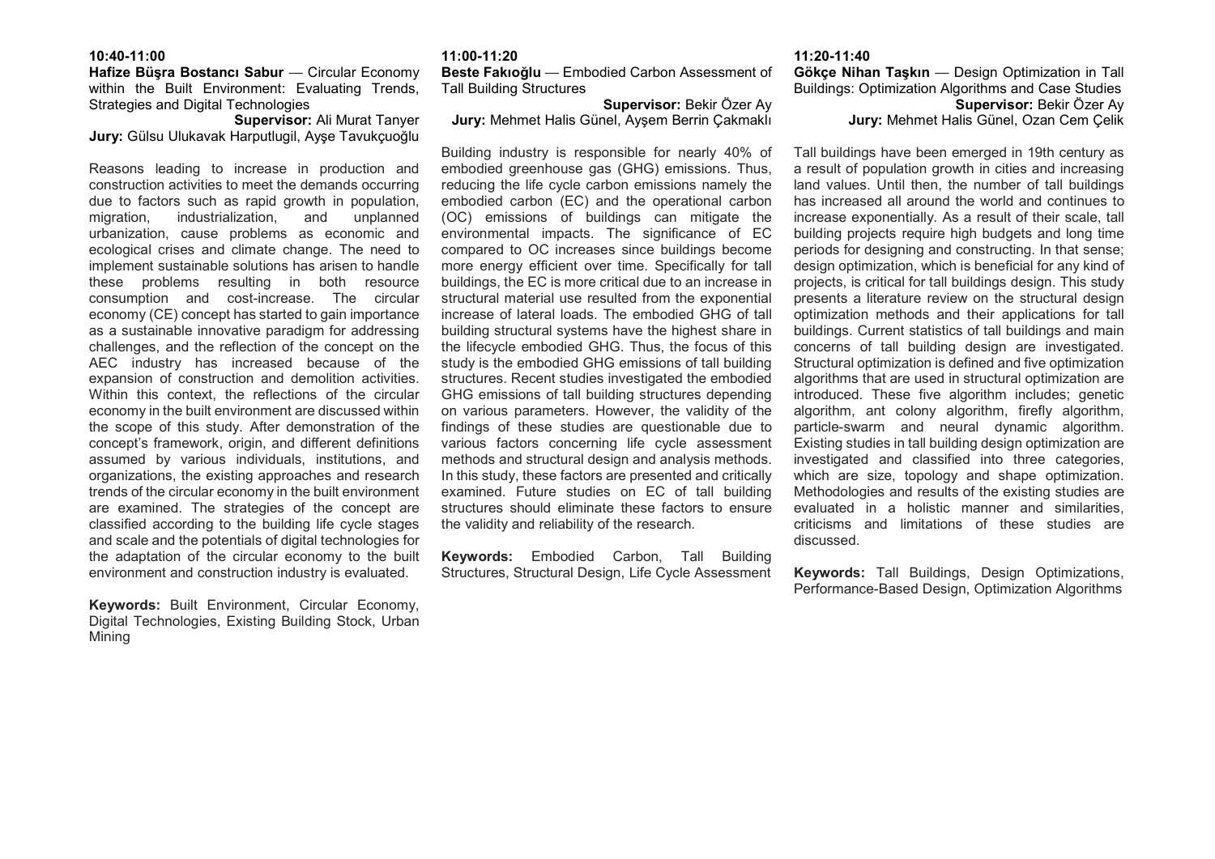**10:40-11:00**

**Hafize Büşra Bostancı Sabur** — Circular Economy within the Built Environment: Evaluating Trends, Strategies and Digital Technologies

**Supervisor:** Ali Murat Tanyer

**Jury:** Gülsu Ulukavak Harputlugil, Ayşe Tavukçuoğlu

Reasons leading to increase in production and construction activities to meet the demands occurring due to factors such as rapid growth in population, migration, industrialization, and unplanned urbanization, cause problems as economic and ecological crises and climate change. The need to implement sustainable solutions has arisen to handle these problems resulting in both resource consumption and cost-increase. The circular economy (CE) concept has started to gain importance as a sustainable innovative paradigm for addressing challenges, and the reflection of the concept on the AEC industry has increased because of the expansion of construction and demolition activities. Within this context, the reflections of the circular economy in the built environment are discussed within the scope of this study. After demonstration of the concept's framework, origin, and different definitions assumed by various individuals, institutions, and organizations, the existing approaches and research trends of the circular economy in the built environment are examined. The strategies of the concept are classified according to the building life cycle stages and scale and the potentials of digital technologies for the adaptation of the circular economy to the built environment and construction industry is evaluated.

**Keywords:** Built Environment, Circular Economy, Digital Technologies, Existing Building Stock, Urban Mining

**11:00-11:20**

**Beste Fakıoğlu** — Embodied Carbon Assessment of Tall Building Structures

**Supervisor:** Bekir Özer Ay

**Jury:** Mehmet Halis Günel, Ayşem Berrin Çakmaklı

Building industry is responsible for nearly 40% of embodied greenhouse gas (GHG) emissions. Thus, reducing the life cycle carbon emissions namely the embodied carbon (EC) and the operational carbon (OC) emissions of buildings can mitigate the environmental impacts. The significance of EC compared to OC increases since buildings become more energy efficient over time. Specifically for tall buildings, the EC is more critical due to an increase in structural material use resulted from the exponential increase of lateral loads. The embodied GHG of tall building structural systems have the highest share in the lifecycle embodied GHG. Thus, the focus of this study is the embodied GHG emissions of tall building structures. Recent studies investigated the embodied GHG emissions of tall building structures depending on various parameters. However, the validity of the findings of these studies are questionable due to various factors concerning life cycle assessment methods and structural design and analysis methods. In this study, these factors are presented and critically examined. Future studies on EC of tall building structures should eliminate these factors to ensure the validity and reliability of the research.

**Keywords:** Embodied Carbon, Tall Building Structures, Structural Design, Life Cycle Assessment

**11:20-11:40**

**Gökçe Nihan Taşkın** — Design Optimization in Tall Buildings: Optimization Algorithms and Case Studies

**Supervisor:** Bekir Özer Ay

**Jury:** Mehmet Halis Günel, Ozan Cem Çelik

Tall buildings have been emerged in 19th century as a result of population growth in cities and increasing land values. Until then, the number of tall buildings has increased all around the world and continues to increase exponentially. As a result of their scale, tall building projects require high budgets and long time periods for designing and constructing. In that sense; design optimization, which is beneficial for any kind of projects, is critical for tall buildings design. This study presents a literature review on the structural design optimization methods and their applications for tall buildings. Current statistics of tall buildings and main concerns of tall building design are investigated. Structural optimization is defined and five optimization algorithms that are used in structural optimization are introduced. These five algorithm includes; genetic algorithm, ant colony algorithm, firefly algorithm, particle-swarm and neural dynamic algorithm. Existing studies in tall building design optimization are investigated and classified into three categories, which are size, topology and shape optimization. Methodologies and results of the existing studies are evaluated in a holistic manner and similarities, criticisms and limitations of these studies are discussed.

**Keywords:** Tall Buildings, Design Optimizations, Performance-Based Design, Optimization Algorithms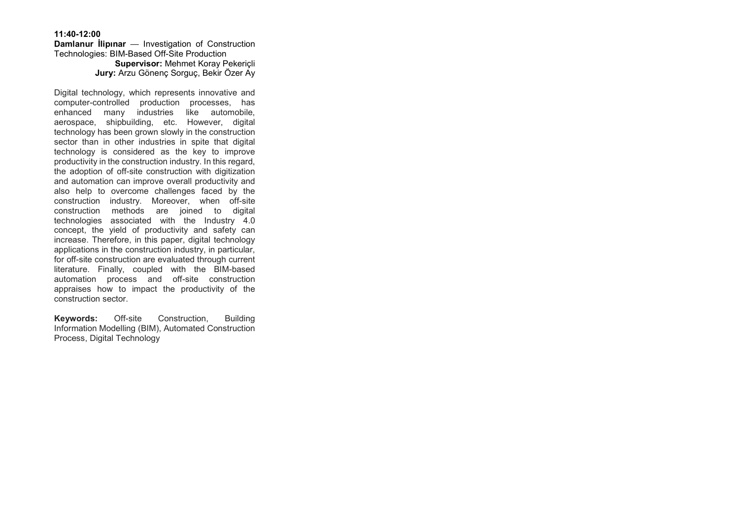**11:40-12:00**

**Damlanur İlipınar** — Investigation of Construction Technologies: BIM-Based Off-Site Production

**Supervisor:** Mehmet Koray Pekeriçli

**Jury:** Arzu Gönenç Sorguç, Bekir Özer Ay

Digital technology, which represents innovative and computer-controlled production processes, has enhanced many industries like automobile, aerospace, shipbuilding, etc. However, digital technology has been grown slowly in the construction sector than in other industries in spite that digital technology is considered as the key to improve productivity in the construction industry. In this regard, the adoption of off-site construction with digitization and automation can improve overall productivity and also help to overcome challenges faced by the construction industry. Moreover, when off-site construction methods are joined to digital technologies associated with the Industry 4.0 concept, the yield of productivity and safety can increase. Therefore, in this paper, digital technology applications in the construction industry, in particular, for off-site construction are evaluated through current literature. Finally, coupled with the BIM-based automation process and off-site construction appraises how to impact the productivity of the construction sector.

**Keywords:** Off-site Construction, Building Information Modelling (BIM), Automated Construction Process, Digital Technology